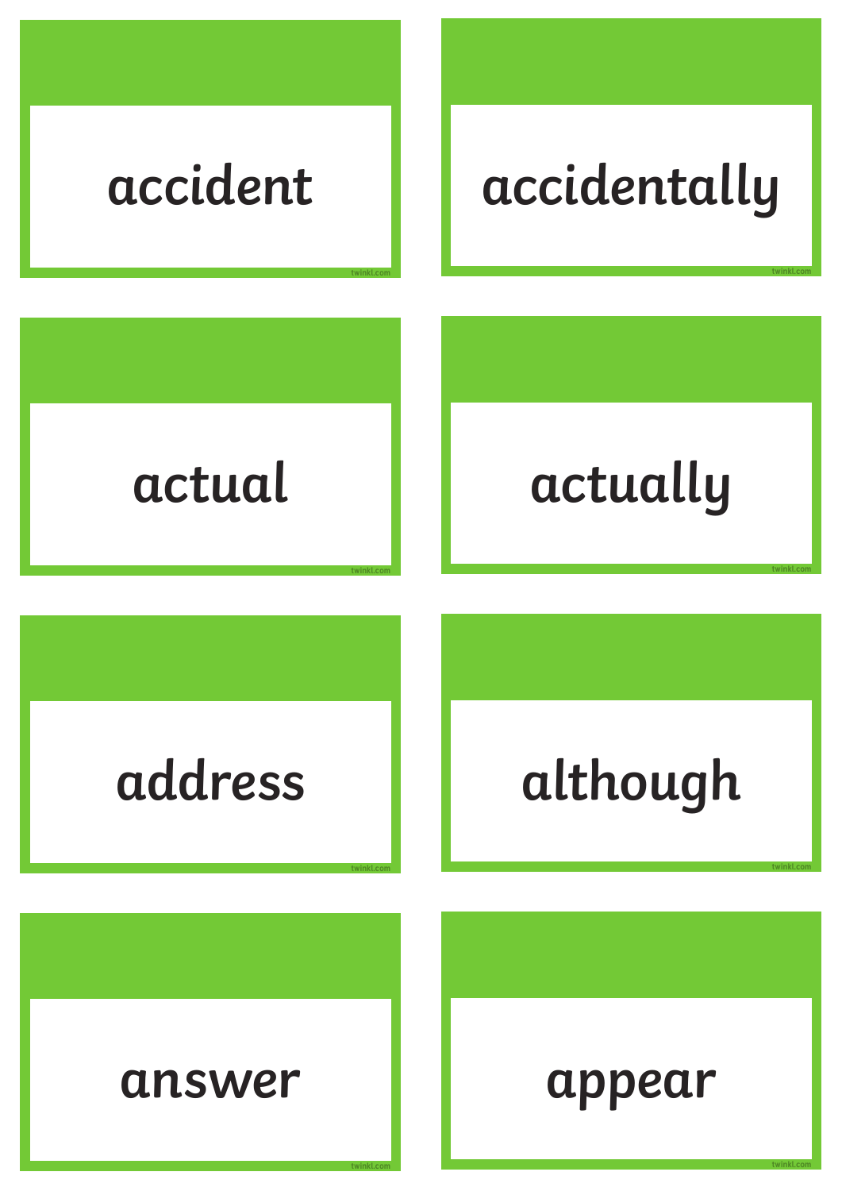accident

accidentally

actual

actually

address

although

answer

appear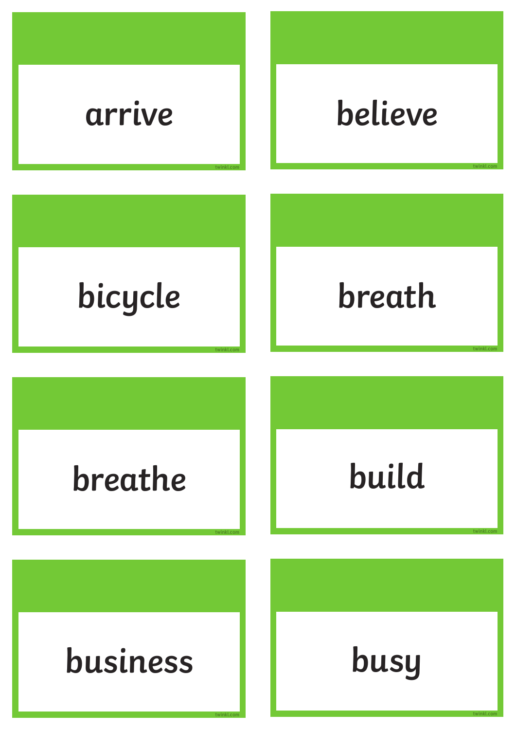arrive

believe

bicycle

breath

breathe

build

business

busy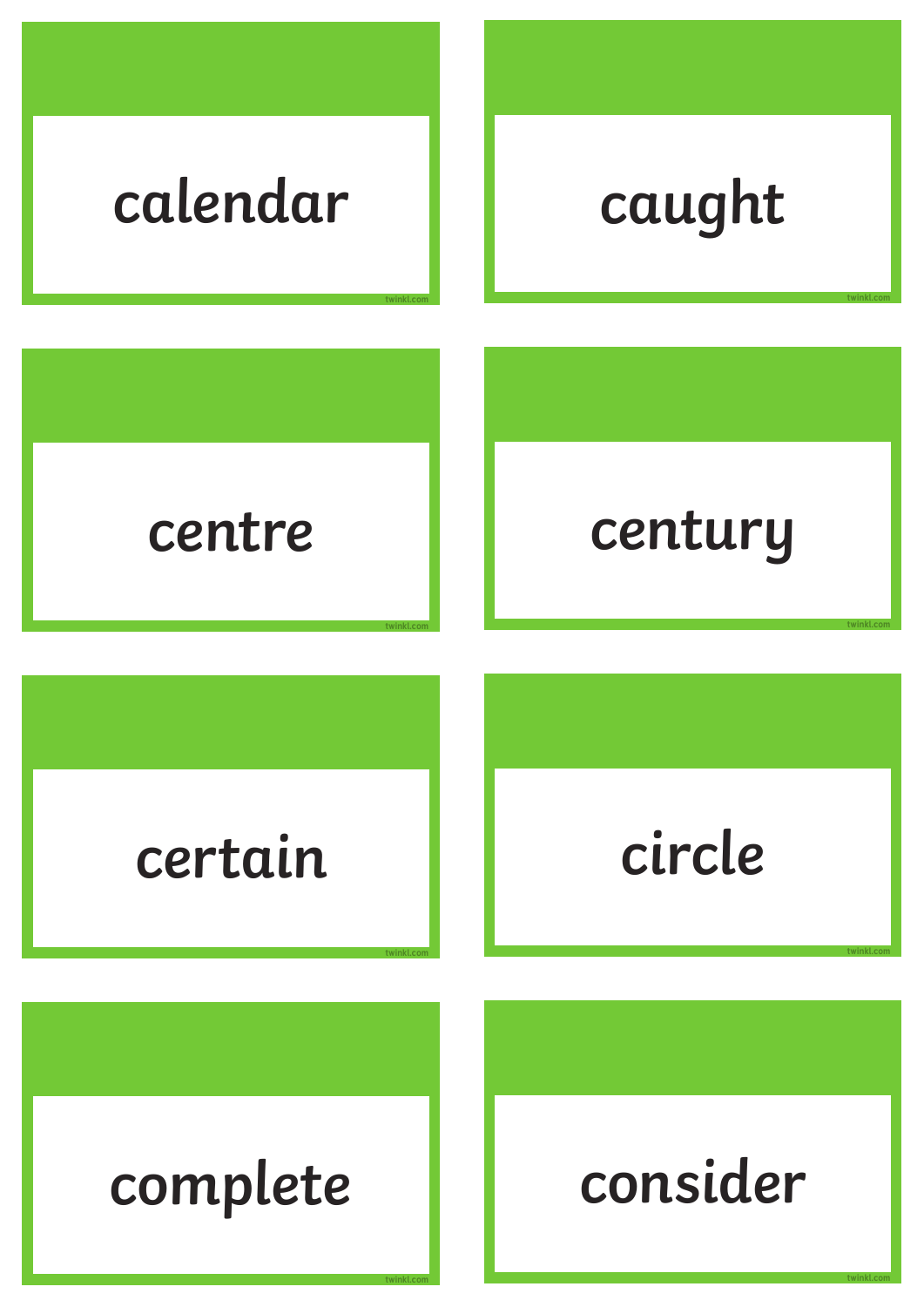calendar

caught

centre

century

certain

circle

complete

consider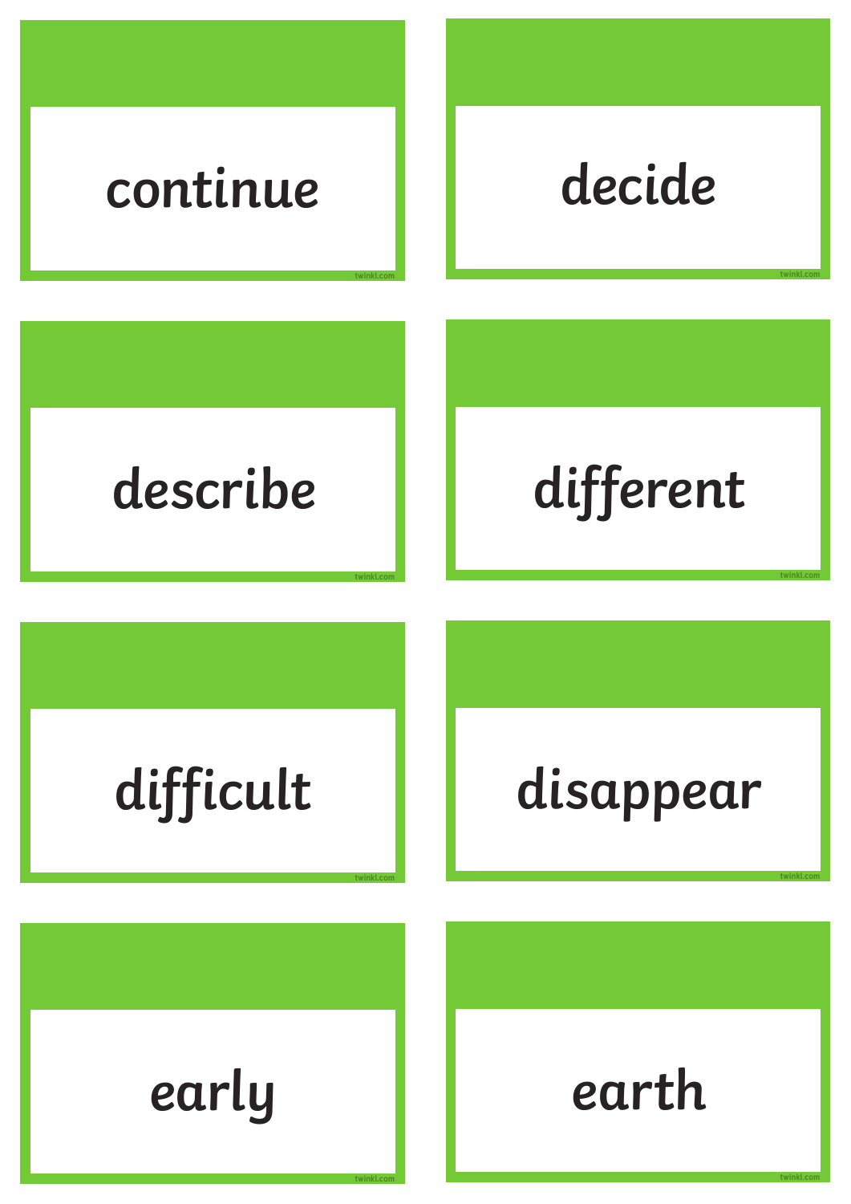continue

decide

describe

different

difficult

disappear

early

earth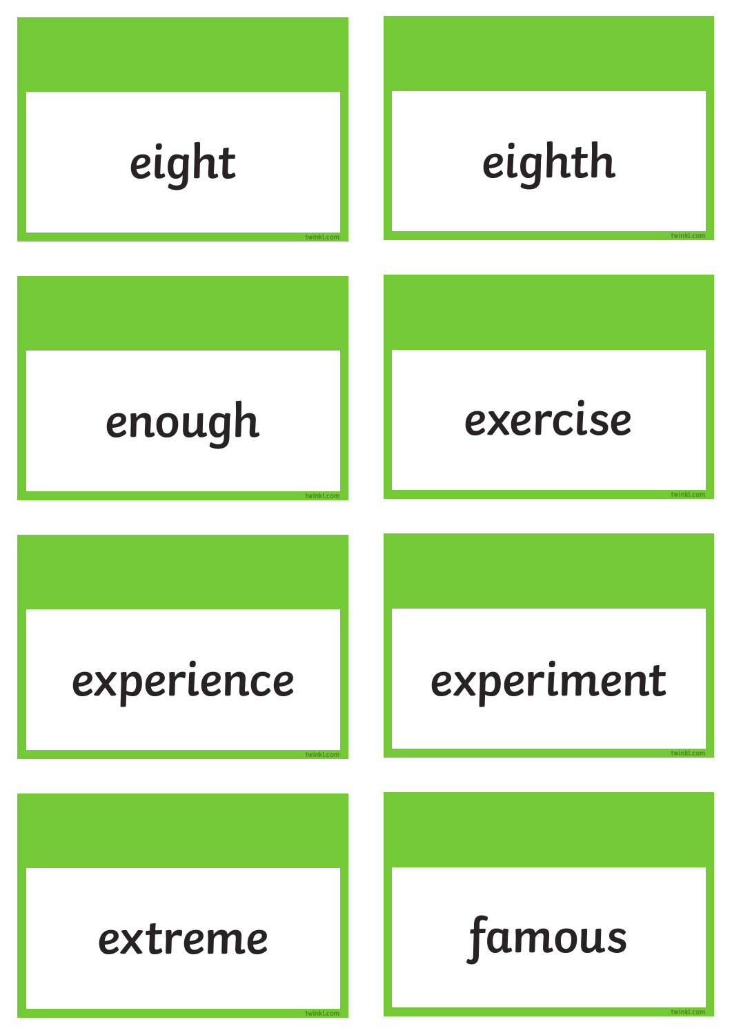eight

eighth

enough

exercise

experience

experiment

extreme

famous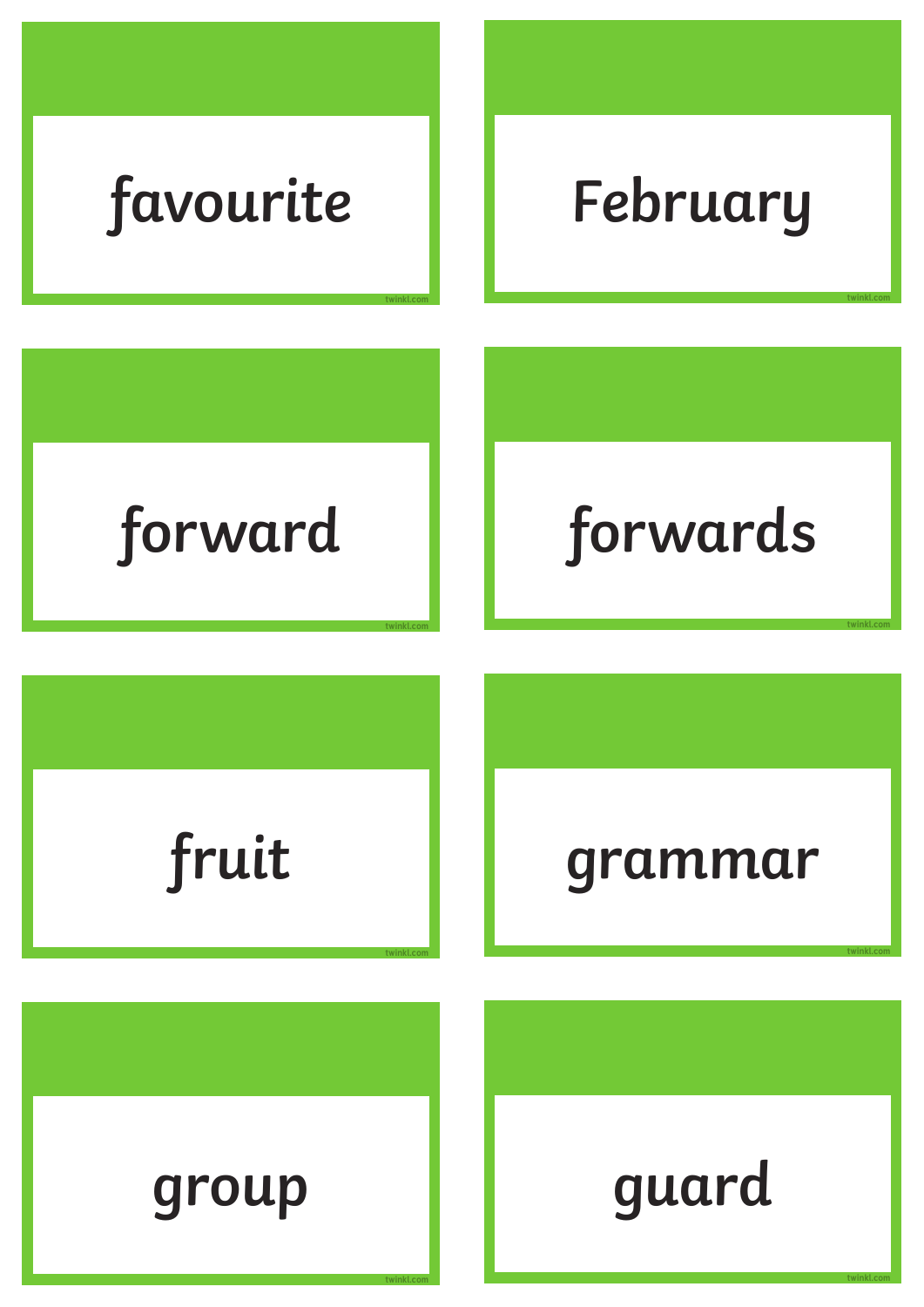favourite

February

forward

forwards

fruit

grammar

group

guard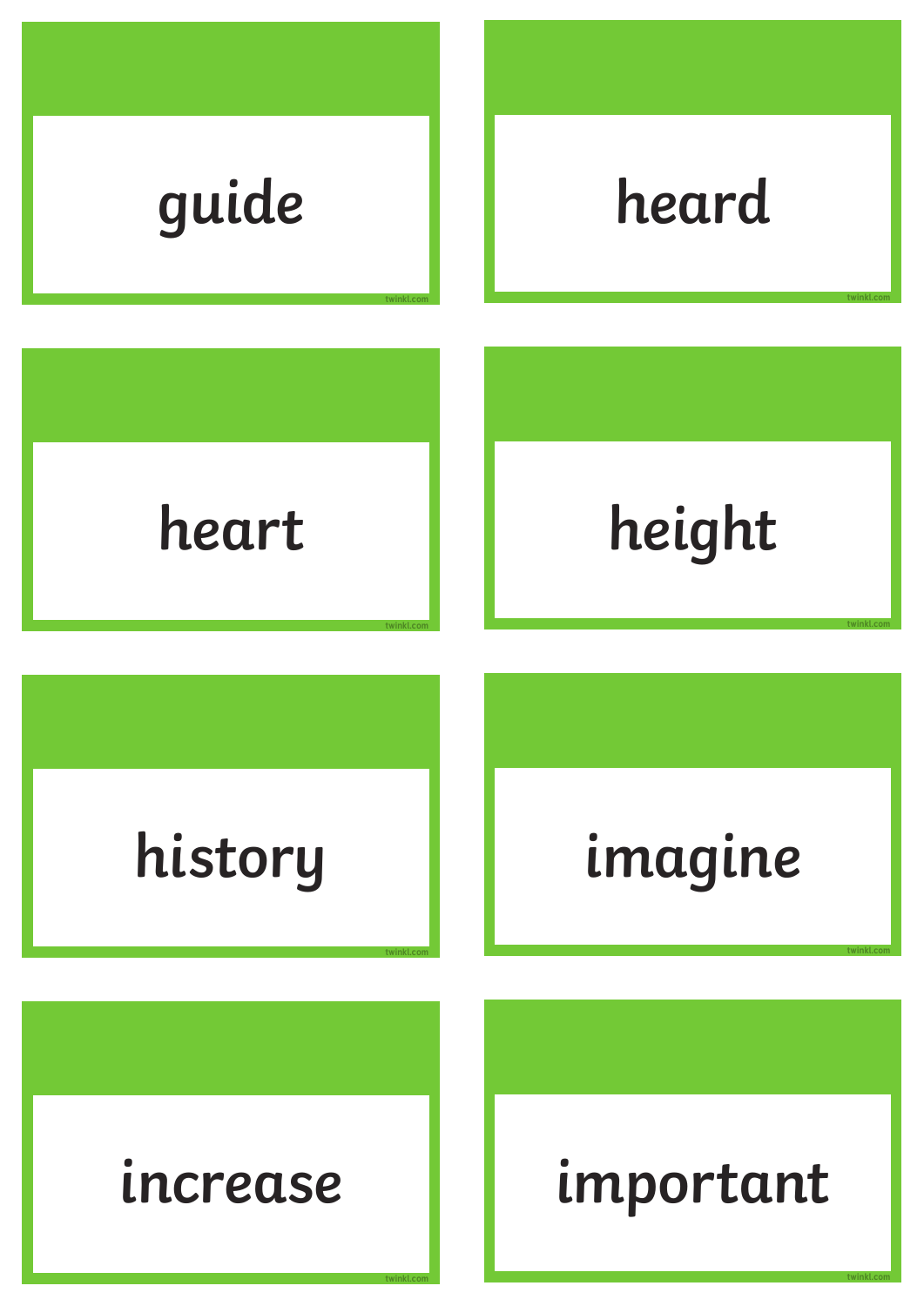guide

heard

heart

height

history

imagine

increase

important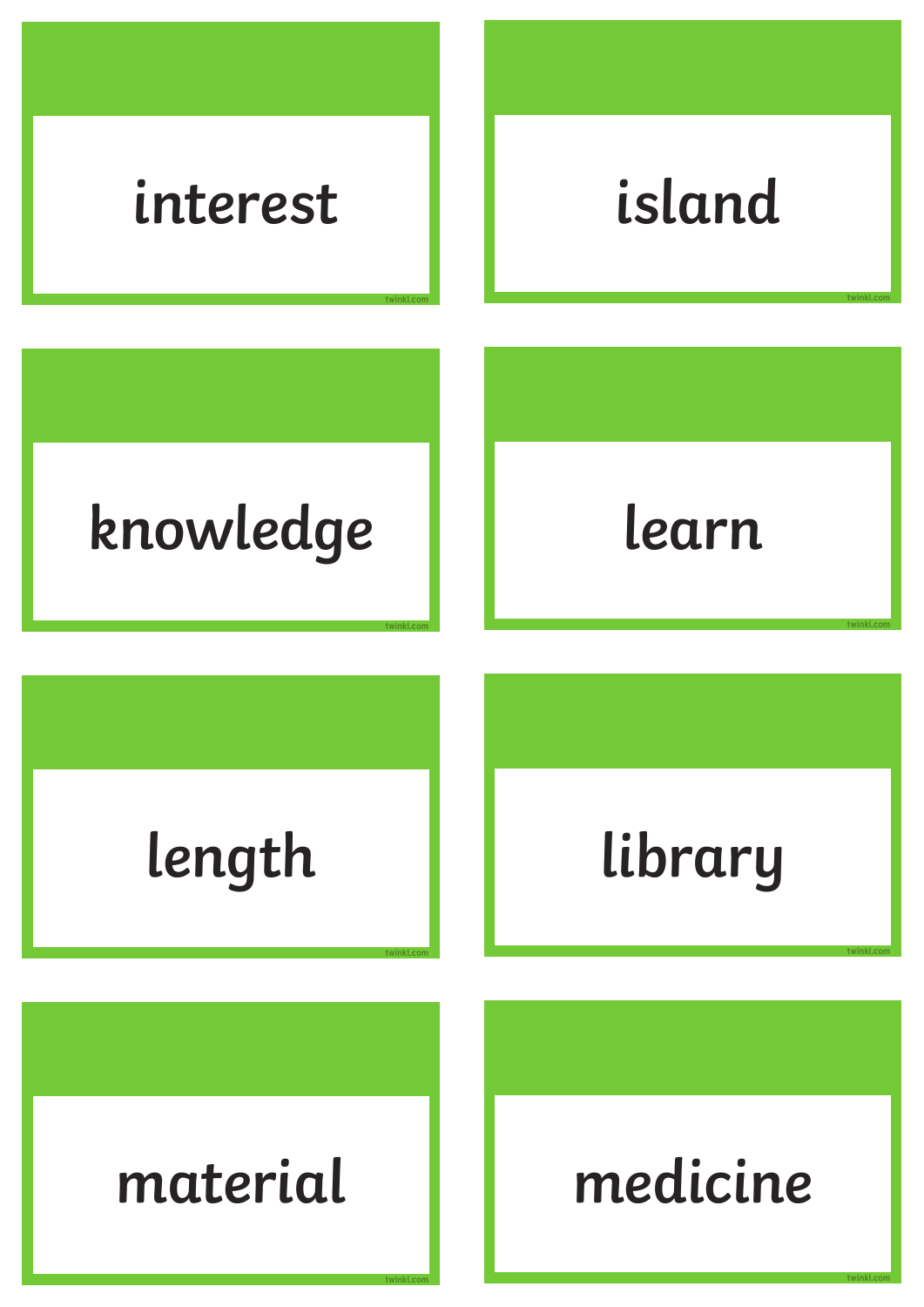interest

island

knowledge

learn

length

library

material

medicine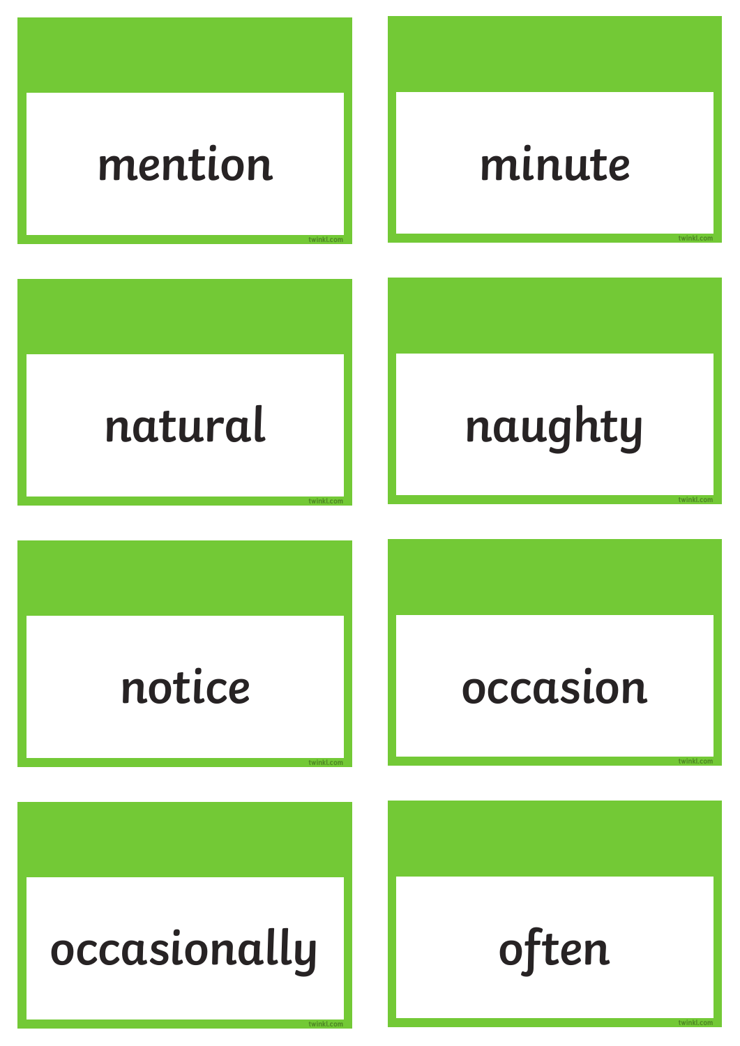mention

minute

natural

naughty

notice

occasion

occasionally

often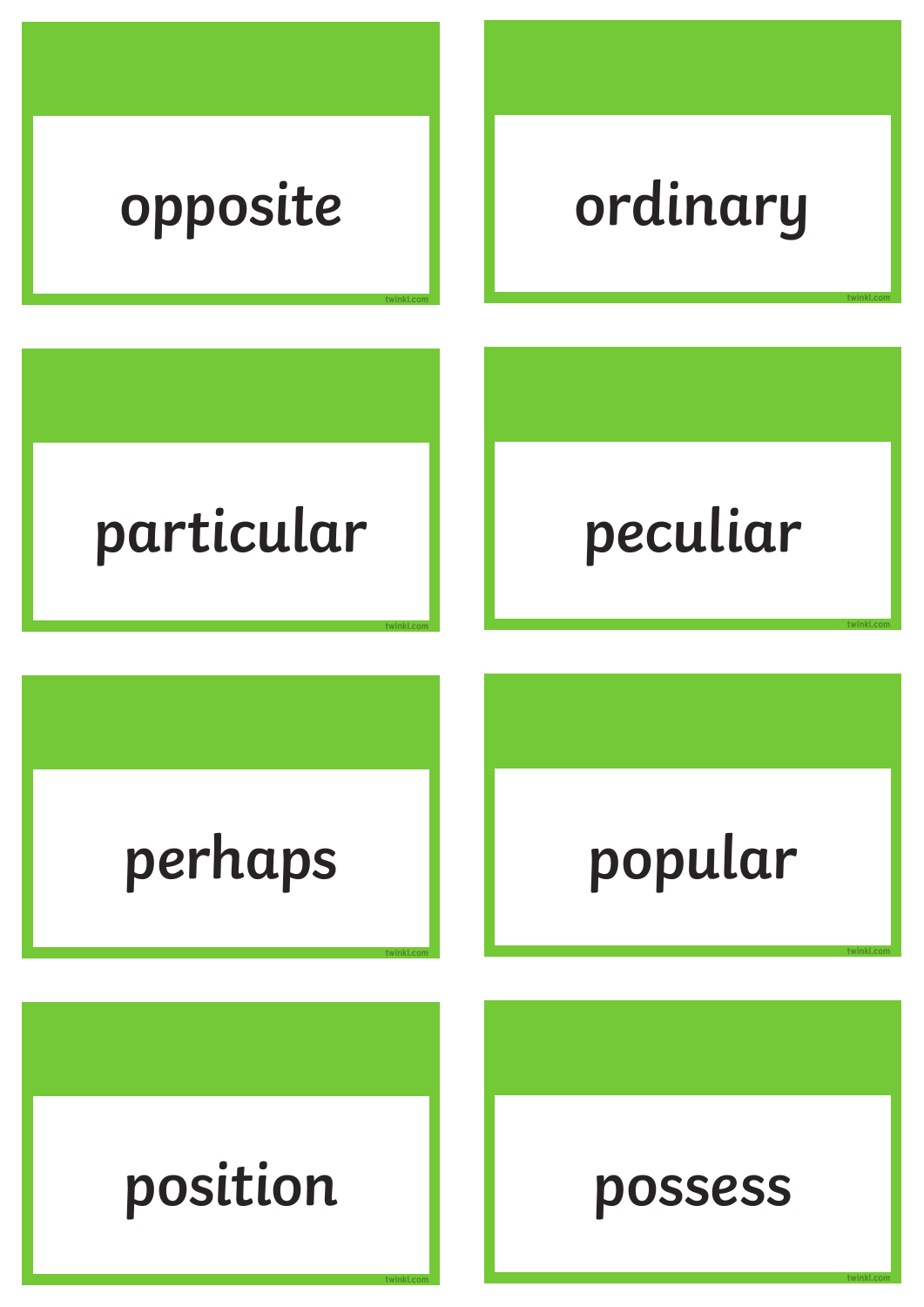opposite

ordinary

particular

peculiar

perhaps

popular

position

possess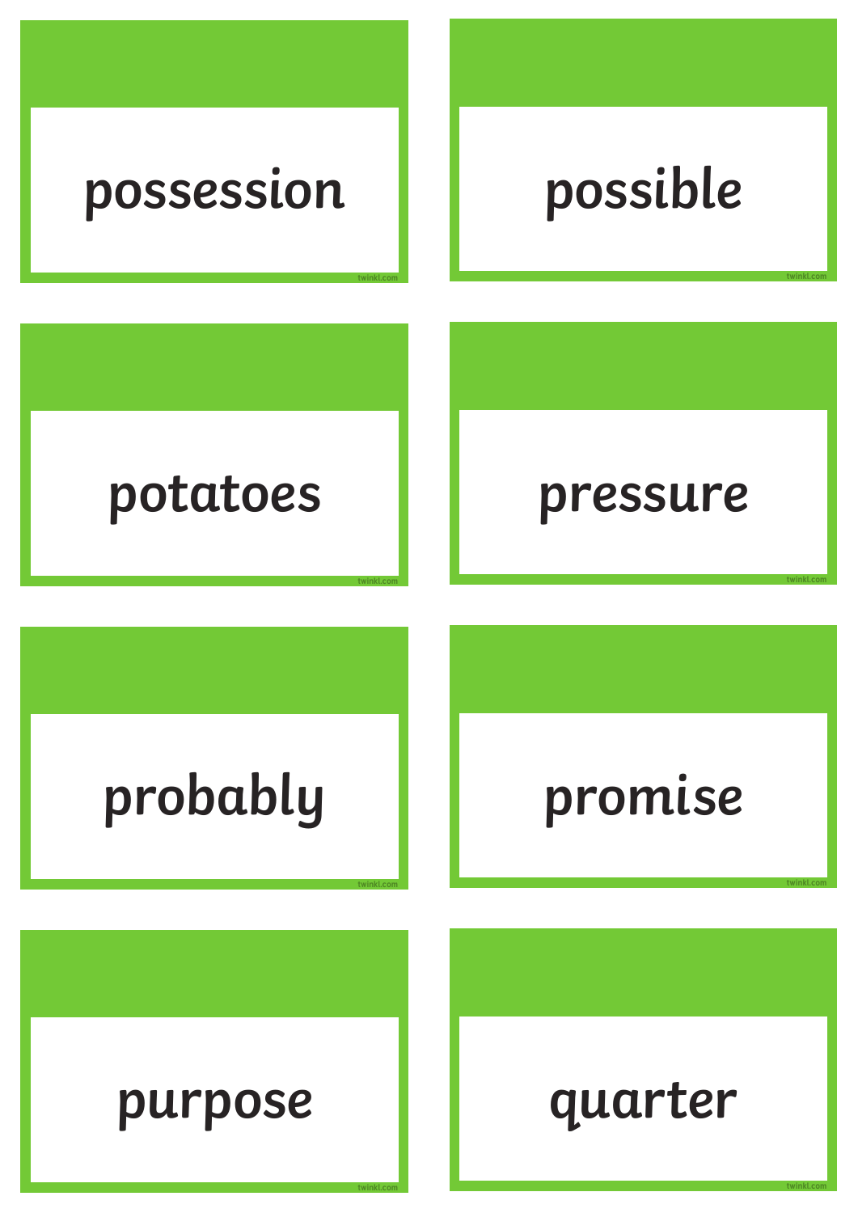possession

possible

potatoes

pressure

probably

promise

purpose

quarter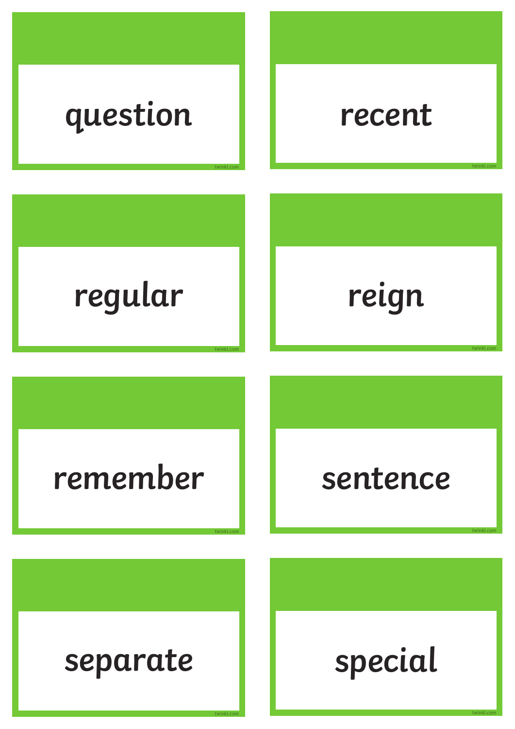question

recent

regular

reign

remember

sentence

separate

special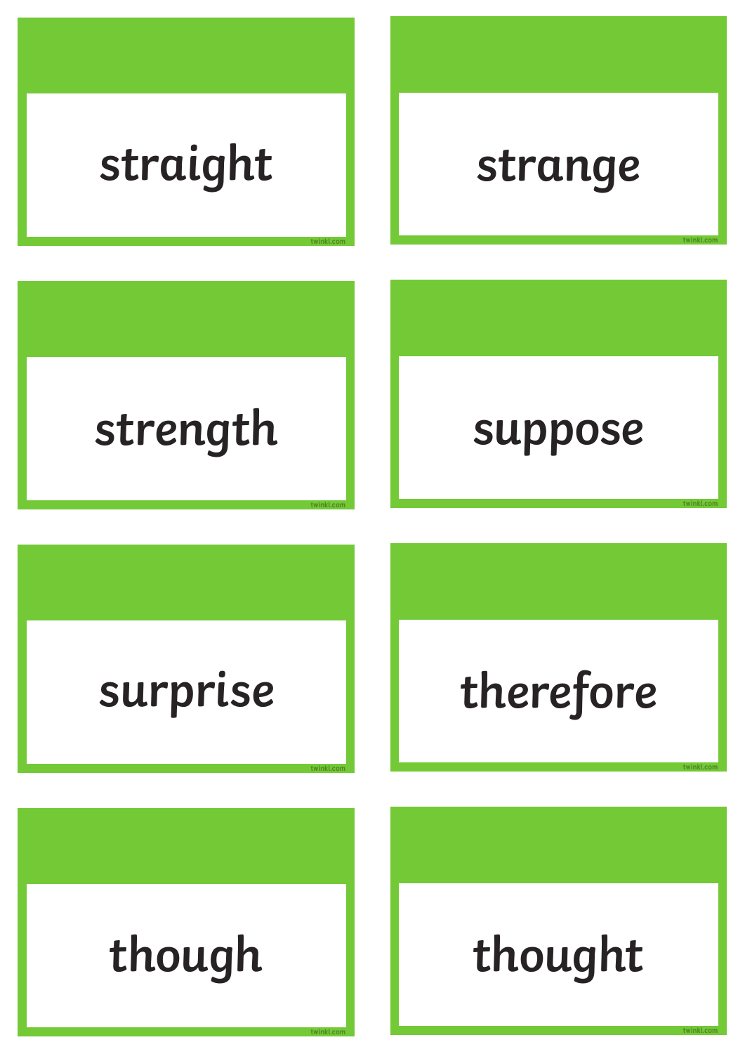straight

strange

strength

suppose

surprise

therefore

though

thought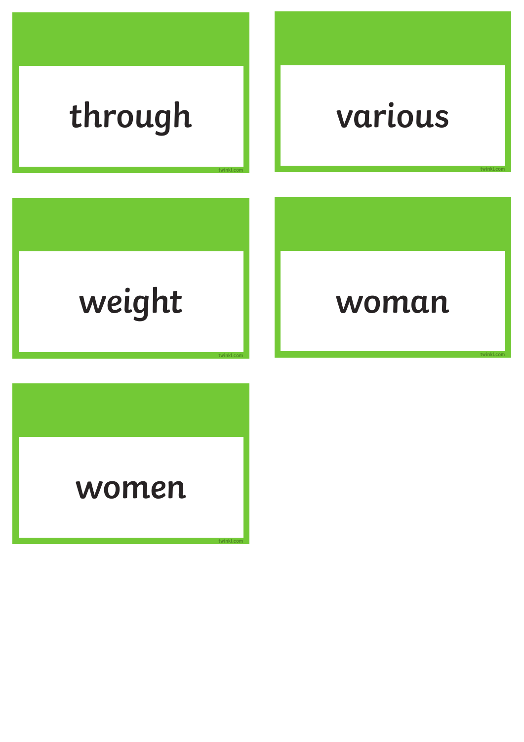through

various

weight

woman

women